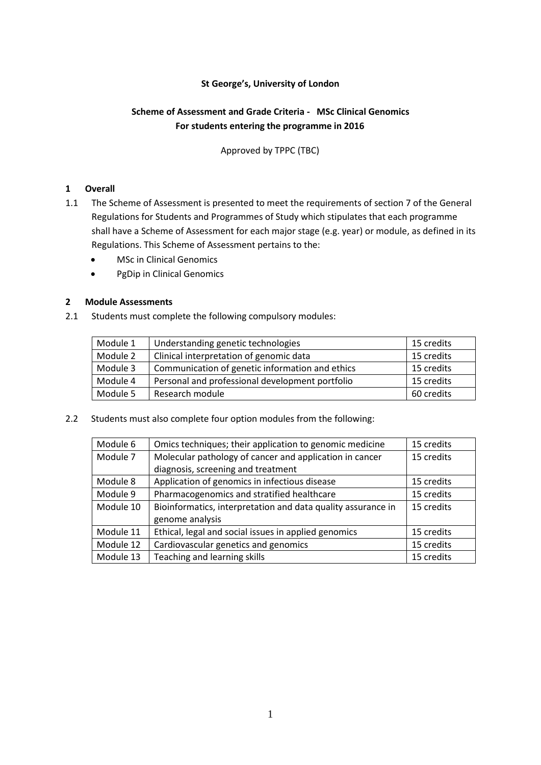**St George's, University of London**

**Scheme of Assessment and Grade Criteria - MSc Clinical Genomics**
**For students entering the programme in 2016**

Approved by TPPC (TBC)

## 1 Overall

1.1 The Scheme of Assessment is presented to meet the requirements of section 7 of the General Regulations for Students and Programmes of Study which stipulates that each programme shall have a Scheme of Assessment for each major stage (e.g. year) or module, as defined in its Regulations. This Scheme of Assessment pertains to the:

- MSc in Clinical Genomics
- PgDip in Clinical Genomics

## 2 Module Assessments

2.1 Students must complete the following compulsory modules:

| | | |
|---|---|---|
| Module 1 | Understanding genetic technologies | 15 credits |
| Module 2 | Clinical interpretation of genomic data | 15 credits |
| Module 3 | Communication of genetic information and ethics | 15 credits |
| Module 4 | Personal and professional development portfolio | 15 credits |
| Module 5 | Research module | 60 credits |

2.2 Students must also complete four option modules from the following:

| | | |
|---|---|---|
| Module 6 | Omics techniques; their application to genomic medicine | 15 credits |
| Module 7 | Molecular pathology of cancer and application in cancer diagnosis, screening and treatment | 15 credits |
| Module 8 | Application of genomics in infectious disease | 15 credits |
| Module 9 | Pharmacogenomics and stratified healthcare | 15 credits |
| Module 10 | Bioinformatics, interpretation and data quality assurance in genome analysis | 15 credits |
| Module 11 | Ethical, legal and social issues in applied genomics | 15 credits |
| Module 12 | Cardiovascular genetics and genomics | 15 credits |
| Module 13 | Teaching and learning skills | 15 credits |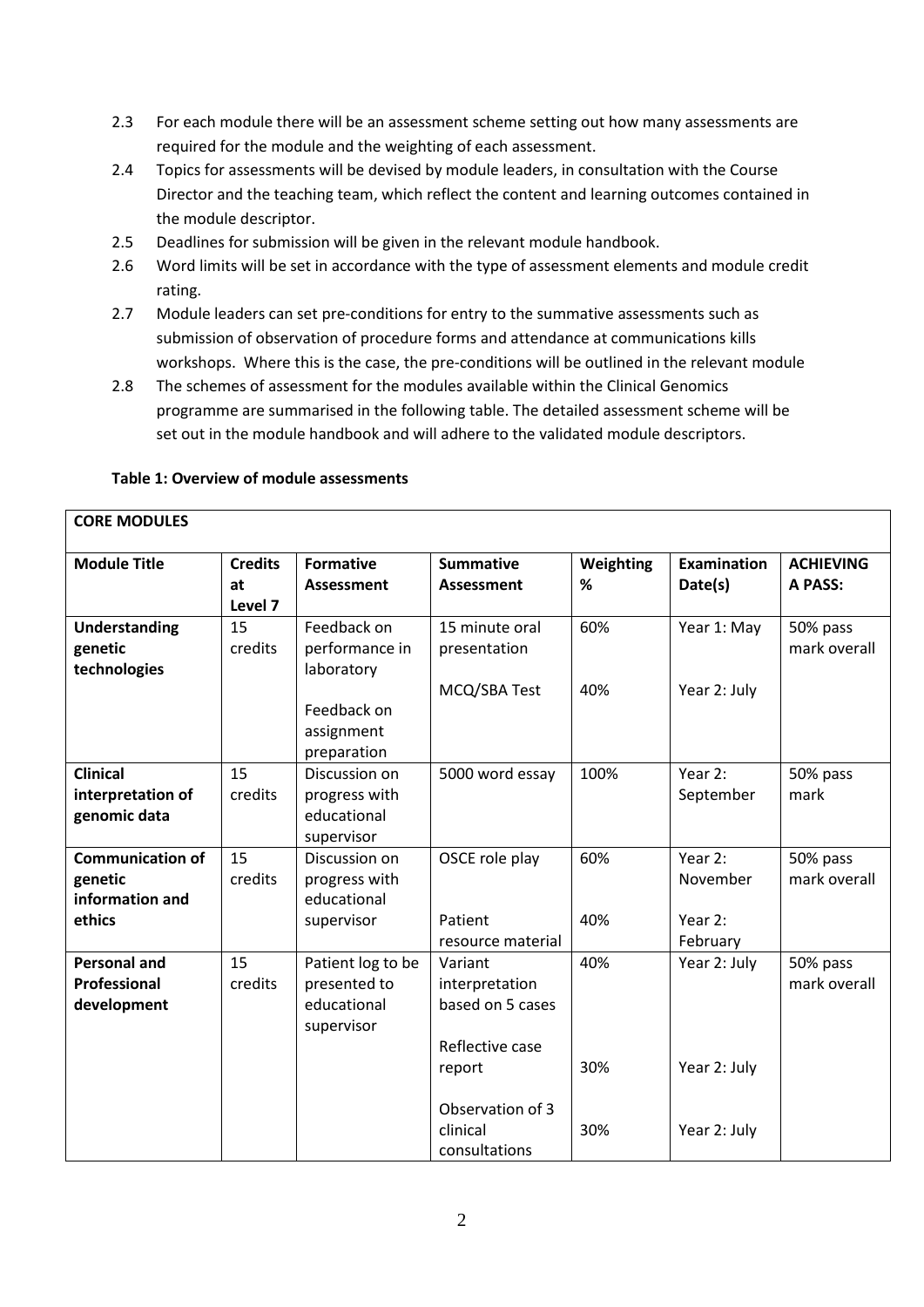2.3 For each module there will be an assessment scheme setting out how many assessments are required for the module and the weighting of each assessment.

2.4 Topics for assessments will be devised by module leaders, in consultation with the Course Director and the teaching team, which reflect the content and learning outcomes contained in the module descriptor.

2.5 Deadlines for submission will be given in the relevant module handbook.

2.6 Word limits will be set in accordance with the type of assessment elements and module credit rating.

2.7 Module leaders can set pre-conditions for entry to the summative assessments such as submission of observation of procedure forms and attendance at communications kills workshops. Where this is the case, the pre-conditions will be outlined in the relevant module

2.8 The schemes of assessment for the modules available within the Clinical Genomics programme are summarised in the following table. The detailed assessment scheme will be set out in the module handbook and will adhere to the validated module descriptors.

**Table 1: Overview of module assessments**

| **CORE MODULES** | | | | | | |
|---|---|---|---|---|---|---|
| **Module Title** | **Credits at Level 7** | **Formative Assessment** | **Summative Assessment** | **Weighting %** | **Examination Date(s)** | **ACHIEVING A PASS:** |
| **Understanding genetic technologies** | 15 credits | Feedback on performance in laboratory<br><br>Feedback on assignment preparation | 15 minute oral presentation<br><br>MCQ/SBA Test | 60%<br><br>40% | Year 1: May<br><br>Year 2: July | 50% pass mark overall |
| **Clinical interpretation of genomic data** | 15 credits | Discussion on progress with educational supervisor | 5000 word essay | 100% | Year 2: September | 50% pass mark |
| **Communication of genetic information and ethics** | 15 credits | Discussion on progress with educational supervisor | OSCE role play<br><br>Patient resource material | 60%<br><br>40% | Year 2: November<br><br>Year 2: February | 50% pass mark overall |
| **Personal and Professional development** | 15 credits | Patient log to be presented to educational supervisor | Variant interpretation based on 5 cases<br><br>Reflective case report<br><br>Observation of 3 clinical consultations | 40%<br><br>30%<br><br>30% | Year 2: July<br><br>Year 2: July<br><br>Year 2: July | 50% pass mark overall |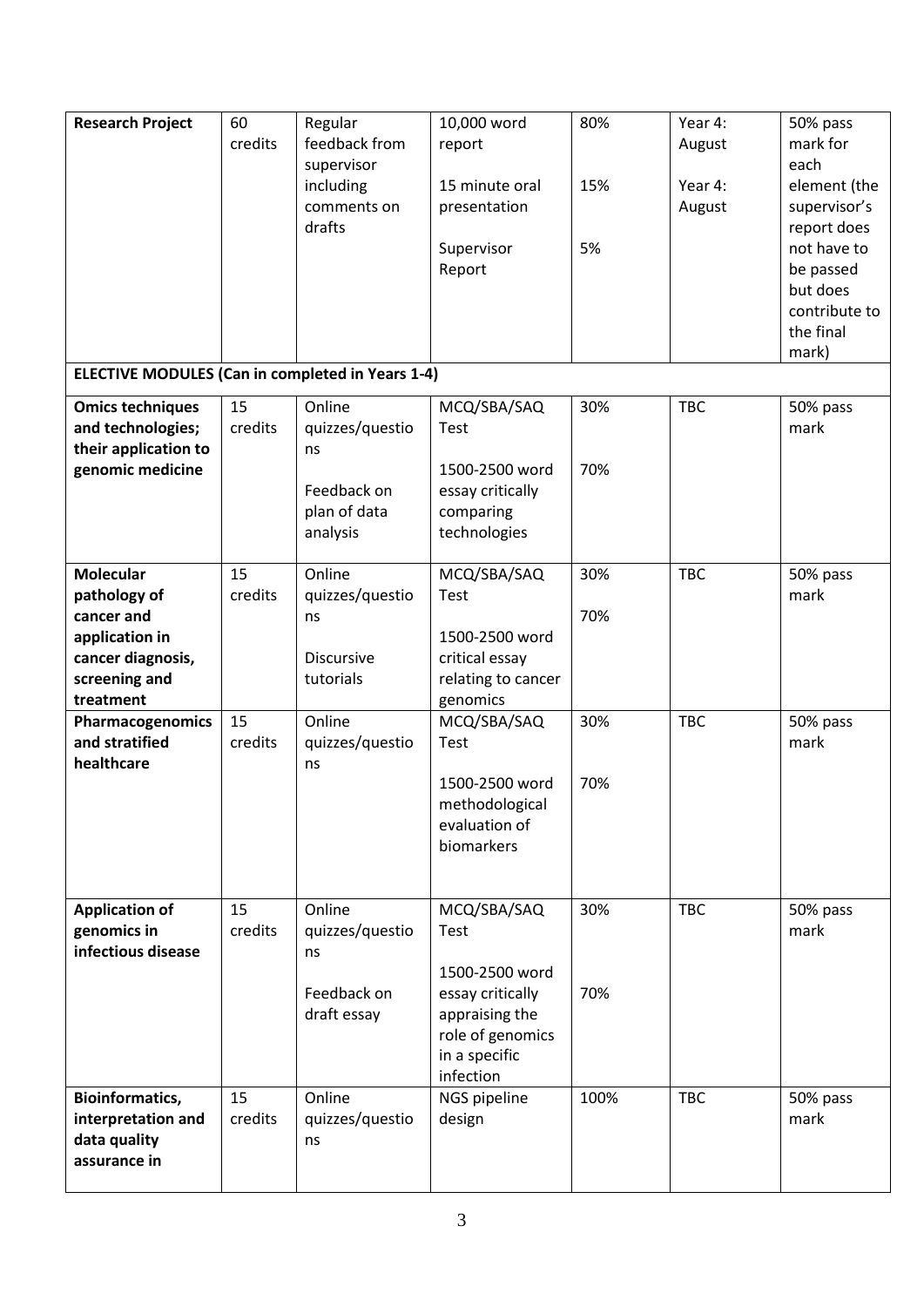| | | | | | | |
|---|---|---|---|---|---|---|
| **Research Project** | 60 credits | Regular feedback from supervisor including comments on drafts | 10,000 word report<br><br>15 minute oral presentation<br><br>Supervisor Report | 80%<br><br>15%<br><br>5% | Year 4: August<br><br>Year 4: August | 50% pass mark for each element (the supervisor's report does not have to be passed but does contribute to the final mark) |
| **ELECTIVE MODULES (Can in completed in Years 1-4)** | | | | | | |
| **Omics techniques and technologies; their application to genomic medicine** | 15 credits | Online quizzes/questions<br><br>Feedback on plan of data analysis | MCQ/SBA/SAQ Test<br><br>1500-2500 word essay critically comparing technologies | 30%<br><br>70% | TBC | 50% pass mark |
| **Molecular pathology of cancer and application in cancer diagnosis, screening and treatment** | 15 credits | Online quizzes/questions<br><br>Discursive tutorials | MCQ/SBA/SAQ Test<br><br>1500-2500 word critical essay relating to cancer genomics | 30%<br><br>70% | TBC | 50% pass mark |
| **Pharmacogenomics and stratified healthcare** | 15 credits | Online quizzes/questions | MCQ/SBA/SAQ Test<br><br>1500-2500 word methodological evaluation of biomarkers | 30%<br><br>70% | TBC | 50% pass mark |
| **Application of genomics in infectious disease** | 15 credits | Online quizzes/questions<br><br>Feedback on draft essay | MCQ/SBA/SAQ Test<br><br>1500-2500 word essay critically appraising the role of genomics in a specific infection | 30%<br><br>70% | TBC | 50% pass mark |
| **Bioinformatics, interpretation and data quality assurance in** | 15 credits | Online quizzes/questions | NGS pipeline design | 100% | TBC | 50% pass mark |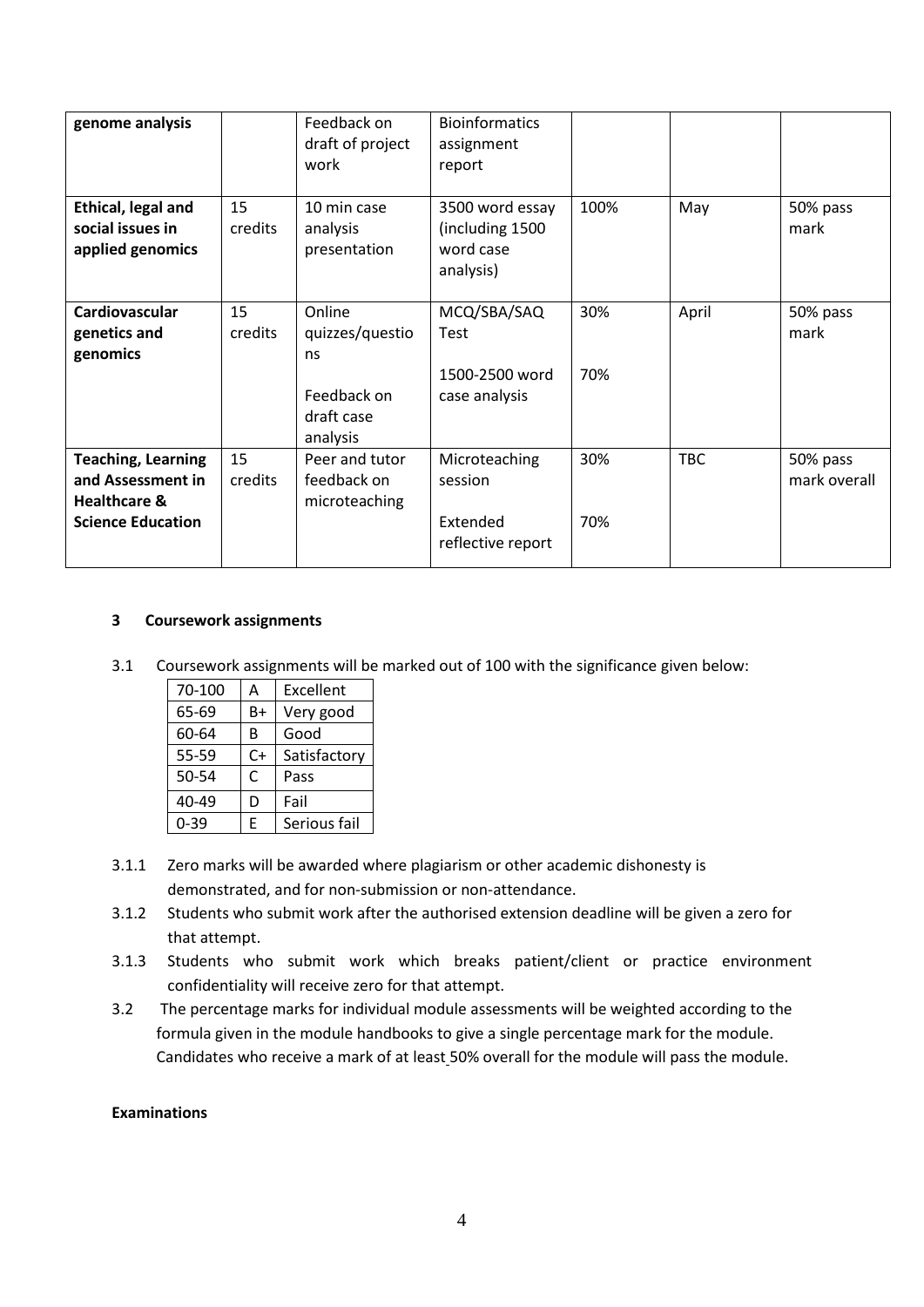| **genome analysis** | | Feedback on draft of project work | Bioinformatics assignment report | | | |
|---|---|---|---|---|---|---|
| **Ethical, legal and social issues in applied genomics** | 15 credits | 10 min case analysis presentation | 3500 word essay (including 1500 word case analysis) | 100% | May | 50% pass mark |
| **Cardiovascular genetics and genomics** | 15 credits | Online quizzes/questions<br><br>Feedback on draft case analysis | MCQ/SBA/SAQ Test<br><br>1500-2500 word case analysis | 30%<br><br>70% | April | 50% pass mark |
| **Teaching, Learning and Assessment in Healthcare & Science Education** | 15 credits | Peer and tutor feedback on microteaching | Microteaching session<br><br>Extended reflective report | 30%<br><br>70% | TBC | 50% pass mark overall |

### 3 Coursework assignments

3.1 Coursework assignments will be marked out of 100 with the significance given below:

| 70-100 | A | Excellent |
|---|---|---|
| 65-69 | B+ | Very good |
| 60-64 | B | Good |
| 55-59 | C+ | Satisfactory |
| 50-54 | C | Pass |
| 40-49 | D | Fail |
| 0-39 | E | Serious fail |

3.1.1 Zero marks will be awarded where plagiarism or other academic dishonesty is demonstrated, and for non-submission or non-attendance.

3.1.2 Students who submit work after the authorised extension deadline will be given a zero for that attempt.

3.1.3 Students who submit work which breaks patient/client or practice environment confidentiality will receive zero for that attempt.

3.2 The percentage marks for individual module assessments will be weighted according to the formula given in the module handbooks to give a single percentage mark for the module. Candidates who receive a mark of at least 50% overall for the module will pass the module.

**Examinations**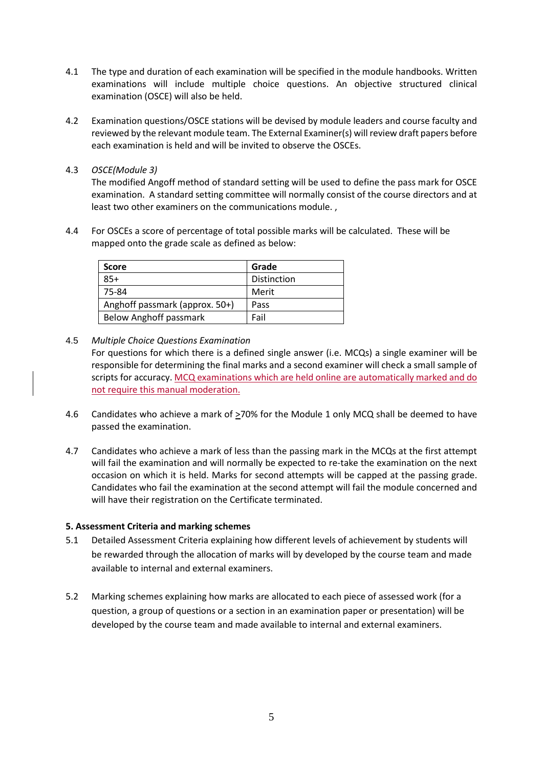4.1 The type and duration of each examination will be specified in the module handbooks. Written examinations will include multiple choice questions. An objective structured clinical examination (OSCE) will also be held.

4.2 Examination questions/OSCE stations will be devised by module leaders and course faculty and reviewed by the relevant module team. The External Examiner(s) will review draft papers before each examination is held and will be invited to observe the OSCEs.

4.3 *OSCE(Module 3)*
The modified Angoff method of standard setting will be used to define the pass mark for OSCE examination. A standard setting committee will normally consist of the course directors and at least two other examiners on the communications module. ,

4.4 For OSCEs a score of percentage of total possible marks will be calculated. These will be mapped onto the grade scale as defined as below:

| Score | Grade |
| --- | --- |
| 85+ | Distinction |
| 75-84 | Merit |
| Anghoff passmark (approx. 50+) | Pass |
| Below Anghoff passmark | Fail |

4.5 *Multiple Choice Questions Examination*
For questions for which there is a defined single answer (i.e. MCQs) a single examiner will be responsible for determining the final marks and a second examiner will check a small sample of scripts for accuracy. MCQ examinations which are held online are automatically marked and do not require this manual moderation.

4.6 Candidates who achieve a mark of ≥70% for the Module 1 only MCQ shall be deemed to have passed the examination.

4.7 Candidates who achieve a mark of less than the passing mark in the MCQs at the first attempt will fail the examination and will normally be expected to re-take the examination on the next occasion on which it is held. Marks for second attempts will be capped at the passing grade. Candidates who fail the examination at the second attempt will fail the module concerned and will have their registration on the Certificate terminated.

**5. Assessment Criteria and marking schemes**

5.1 Detailed Assessment Criteria explaining how different levels of achievement by students will be rewarded through the allocation of marks will by developed by the course team and made available to internal and external examiners.

5.2 Marking schemes explaining how marks are allocated to each piece of assessed work (for a question, a group of questions or a section in an examination paper or presentation) will be developed by the course team and made available to internal and external examiners.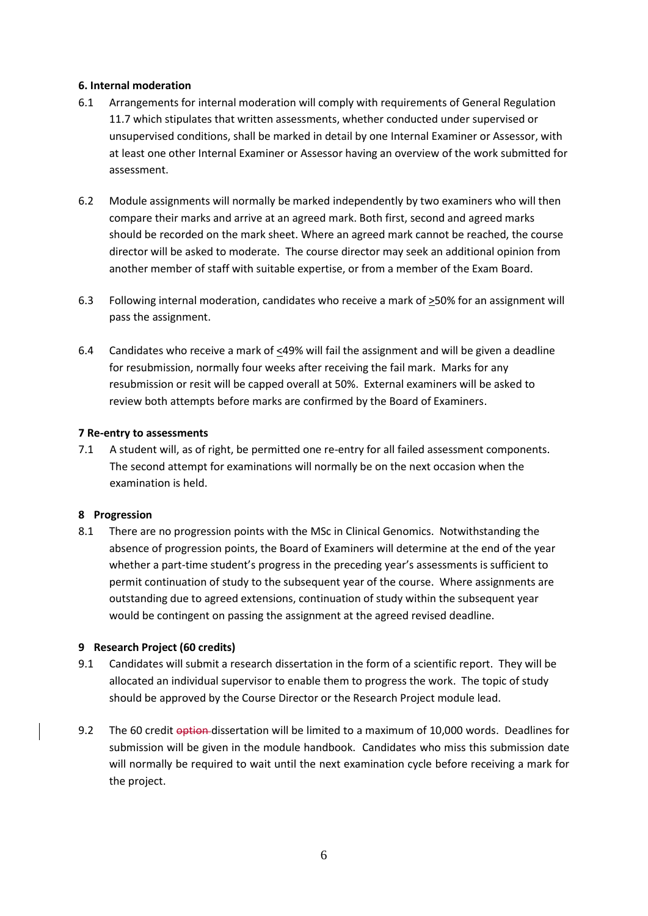**6. Internal moderation**

6.1 Arrangements for internal moderation will comply with requirements of General Regulation 11.7 which stipulates that written assessments, whether conducted under supervised or unsupervised conditions, shall be marked in detail by one Internal Examiner or Assessor, with at least one other Internal Examiner or Assessor having an overview of the work submitted for assessment.

6.2 Module assignments will normally be marked independently by two examiners who will then compare their marks and arrive at an agreed mark. Both first, second and agreed marks should be recorded on the mark sheet. Where an agreed mark cannot be reached, the course director will be asked to moderate. The course director may seek an additional opinion from another member of staff with suitable expertise, or from a member of the Exam Board.

6.3 Following internal moderation, candidates who receive a mark of ≥50% for an assignment will pass the assignment.

6.4 Candidates who receive a mark of ≤49% will fail the assignment and will be given a deadline for resubmission, normally four weeks after receiving the fail mark. Marks for any resubmission or resit will be capped overall at 50%. External examiners will be asked to review both attempts before marks are confirmed by the Board of Examiners.

**7 Re-entry to assessments**

7.1 A student will, as of right, be permitted one re-entry for all failed assessment components. The second attempt for examinations will normally be on the next occasion when the examination is held.

**8 Progression**

8.1 There are no progression points with the MSc in Clinical Genomics. Notwithstanding the absence of progression points, the Board of Examiners will determine at the end of the year whether a part-time student's progress in the preceding year's assessments is sufficient to permit continuation of study to the subsequent year of the course. Where assignments are outstanding due to agreed extensions, continuation of study within the subsequent year would be contingent on passing the assignment at the agreed revised deadline.

**9 Research Project (60 credits)**

9.1 Candidates will submit a research dissertation in the form of a scientific report. They will be allocated an individual supervisor to enable them to progress the work. The topic of study should be approved by the Course Director or the Research Project module lead.

9.2 The 60 credit ~~option~~ dissertation will be limited to a maximum of 10,000 words. Deadlines for submission will be given in the module handbook. Candidates who miss this submission date will normally be required to wait until the next examination cycle before receiving a mark for the project.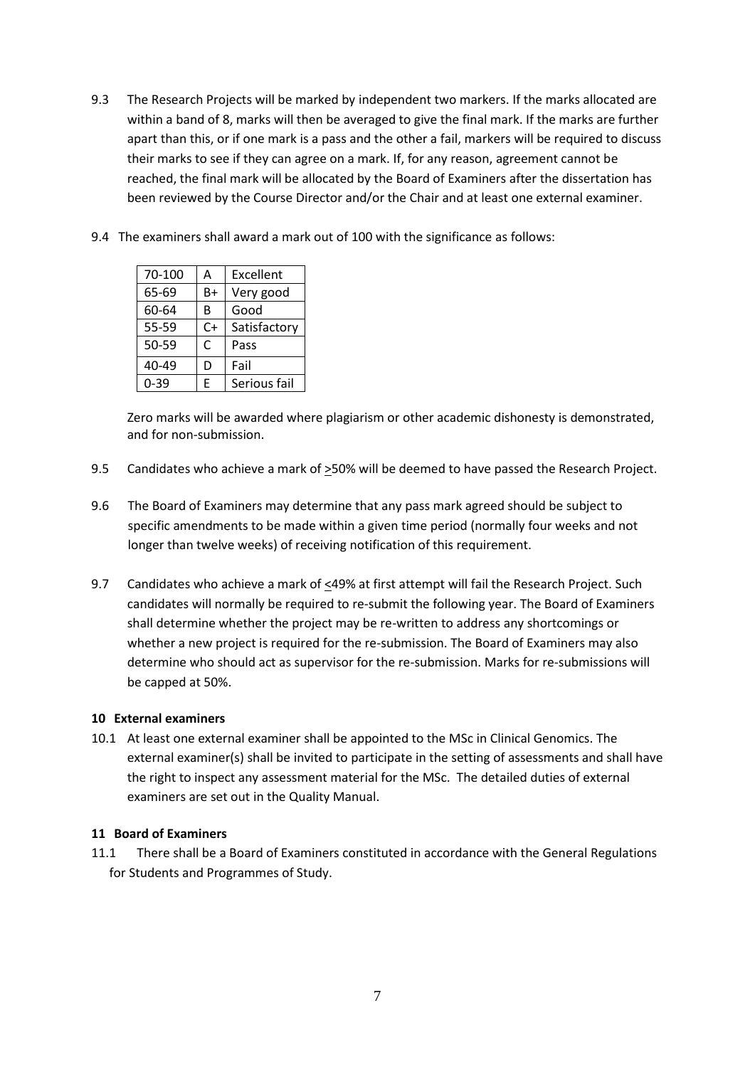9.3 The Research Projects will be marked by independent two markers. If the marks allocated are within a band of 8, marks will then be averaged to give the final mark. If the marks are further apart than this, or if one mark is a pass and the other a fail, markers will be required to discuss their marks to see if they can agree on a mark. If, for any reason, agreement cannot be reached, the final mark will be allocated by the Board of Examiners after the dissertation has been reviewed by the Course Director and/or the Chair and at least one external examiner.

9.4 The examiners shall award a mark out of 100 with the significance as follows:

| 70-100 | A | Excellent |
|---|---|---|
| 65-69 | B+ | Very good |
| 60-64 | B | Good |
| 55-59 | C+ | Satisfactory |
| 50-59 | C | Pass |
| 40-49 | D | Fail |
| 0-39 | E | Serious fail |

Zero marks will be awarded where plagiarism or other academic dishonesty is demonstrated, and for non-submission.

9.5 Candidates who achieve a mark of ≥50% will be deemed to have passed the Research Project.

9.6 The Board of Examiners may determine that any pass mark agreed should be subject to specific amendments to be made within a given time period (normally four weeks and not longer than twelve weeks) of receiving notification of this requirement.

9.7 Candidates who achieve a mark of ≤49% at first attempt will fail the Research Project. Such candidates will normally be required to re-submit the following year. The Board of Examiners shall determine whether the project may be re-written to address any shortcomings or whether a new project is required for the re-submission. The Board of Examiners may also determine who should act as supervisor for the re-submission. Marks for re-submissions will be capped at 50%.

**10 External examiners**

10.1 At least one external examiner shall be appointed to the MSc in Clinical Genomics. The external examiner(s) shall be invited to participate in the setting of assessments and shall have the right to inspect any assessment material for the MSc. The detailed duties of external examiners are set out in the Quality Manual.

**11 Board of Examiners**

11.1 There shall be a Board of Examiners constituted in accordance with the General Regulations for Students and Programmes of Study.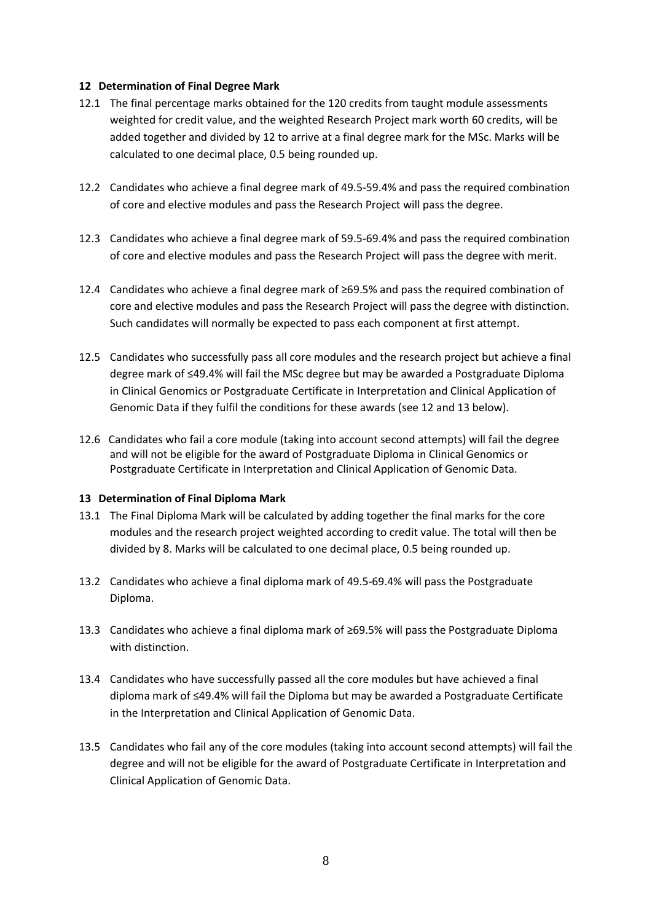## 12 Determination of Final Degree Mark

12.1 The final percentage marks obtained for the 120 credits from taught module assessments weighted for credit value, and the weighted Research Project mark worth 60 credits, will be added together and divided by 12 to arrive at a final degree mark for the MSc. Marks will be calculated to one decimal place, 0.5 being rounded up.

12.2 Candidates who achieve a final degree mark of 49.5-59.4% and pass the required combination of core and elective modules and pass the Research Project will pass the degree.

12.3 Candidates who achieve a final degree mark of 59.5-69.4% and pass the required combination of core and elective modules and pass the Research Project will pass the degree with merit.

12.4 Candidates who achieve a final degree mark of ≥69.5% and pass the required combination of core and elective modules and pass the Research Project will pass the degree with distinction. Such candidates will normally be expected to pass each component at first attempt.

12.5 Candidates who successfully pass all core modules and the research project but achieve a final degree mark of ≤49.4% will fail the MSc degree but may be awarded a Postgraduate Diploma in Clinical Genomics or Postgraduate Certificate in Interpretation and Clinical Application of Genomic Data if they fulfil the conditions for these awards (see 12 and 13 below).

12.6 Candidates who fail a core module (taking into account second attempts) will fail the degree and will not be eligible for the award of Postgraduate Diploma in Clinical Genomics or Postgraduate Certificate in Interpretation and Clinical Application of Genomic Data.

## 13 Determination of Final Diploma Mark

13.1 The Final Diploma Mark will be calculated by adding together the final marks for the core modules and the research project weighted according to credit value. The total will then be divided by 8. Marks will be calculated to one decimal place, 0.5 being rounded up.

13.2 Candidates who achieve a final diploma mark of 49.5-69.4% will pass the Postgraduate Diploma.

13.3 Candidates who achieve a final diploma mark of ≥69.5% will pass the Postgraduate Diploma with distinction.

13.4 Candidates who have successfully passed all the core modules but have achieved a final diploma mark of ≤49.4% will fail the Diploma but may be awarded a Postgraduate Certificate in the Interpretation and Clinical Application of Genomic Data.

13.5 Candidates who fail any of the core modules (taking into account second attempts) will fail the degree and will not be eligible for the award of Postgraduate Certificate in Interpretation and Clinical Application of Genomic Data.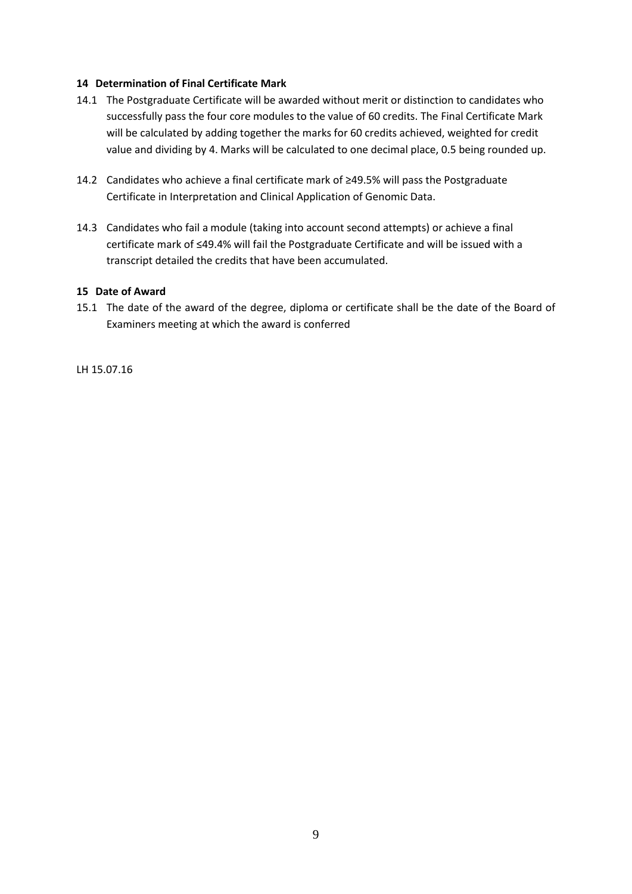## 14 Determination of Final Certificate Mark

14.1 The Postgraduate Certificate will be awarded without merit or distinction to candidates who successfully pass the four core modules to the value of 60 credits. The Final Certificate Mark will be calculated by adding together the marks for 60 credits achieved, weighted for credit value and dividing by 4. Marks will be calculated to one decimal place, 0.5 being rounded up.

14.2 Candidates who achieve a final certificate mark of ≥49.5% will pass the Postgraduate Certificate in Interpretation and Clinical Application of Genomic Data.

14.3 Candidates who fail a module (taking into account second attempts) or achieve a final certificate mark of ≤49.4% will fail the Postgraduate Certificate and will be issued with a transcript detailed the credits that have been accumulated.

## 15 Date of Award

15.1 The date of the award of the degree, diploma or certificate shall be the date of the Board of Examiners meeting at which the award is conferred

LH 15.07.16